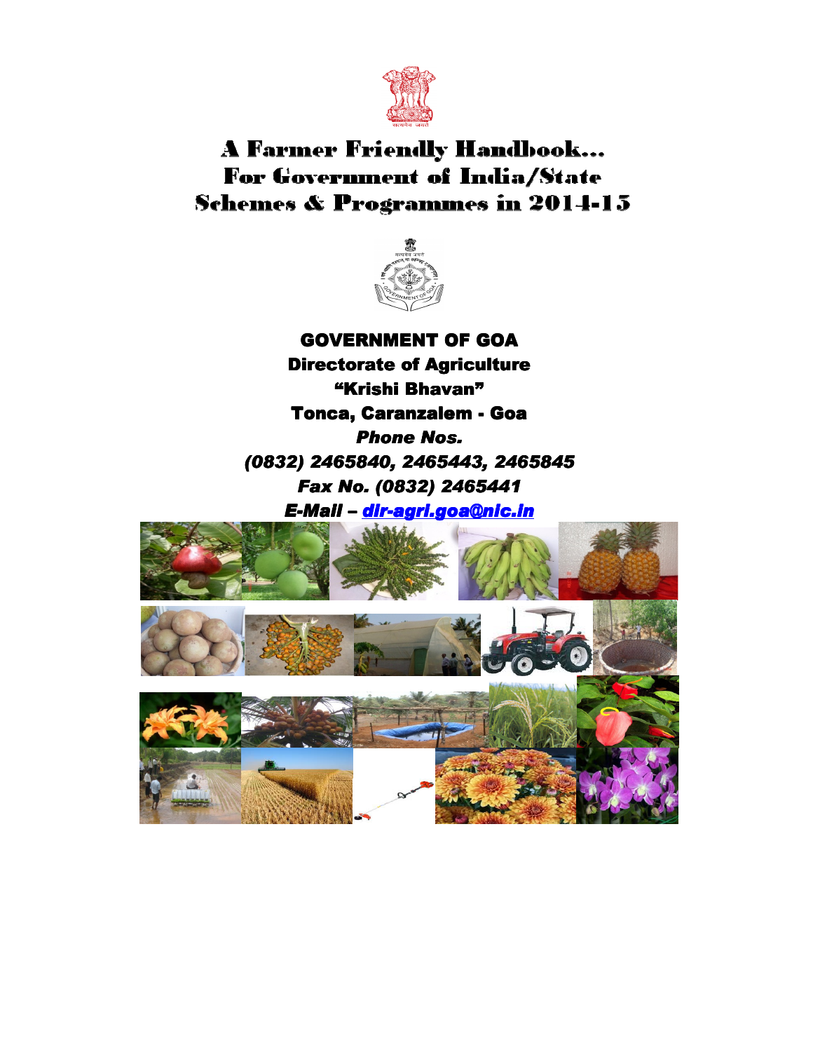# A Farmer Friendly Handbook…
# For Government of India/State Schemes & Programmes in 2014-15

**GOVERNMENT OF GOA**

**Directorate of Agriculture**

**"Krishi Bhavan"**

**Tonca, Caranzalem - Goa**

***Phone Nos.***

***(0832) 2465840, 2465443, 2465845***

***Fax No. (0832) 2465441***

***E-Mail – dir-agri.goa@nic.in***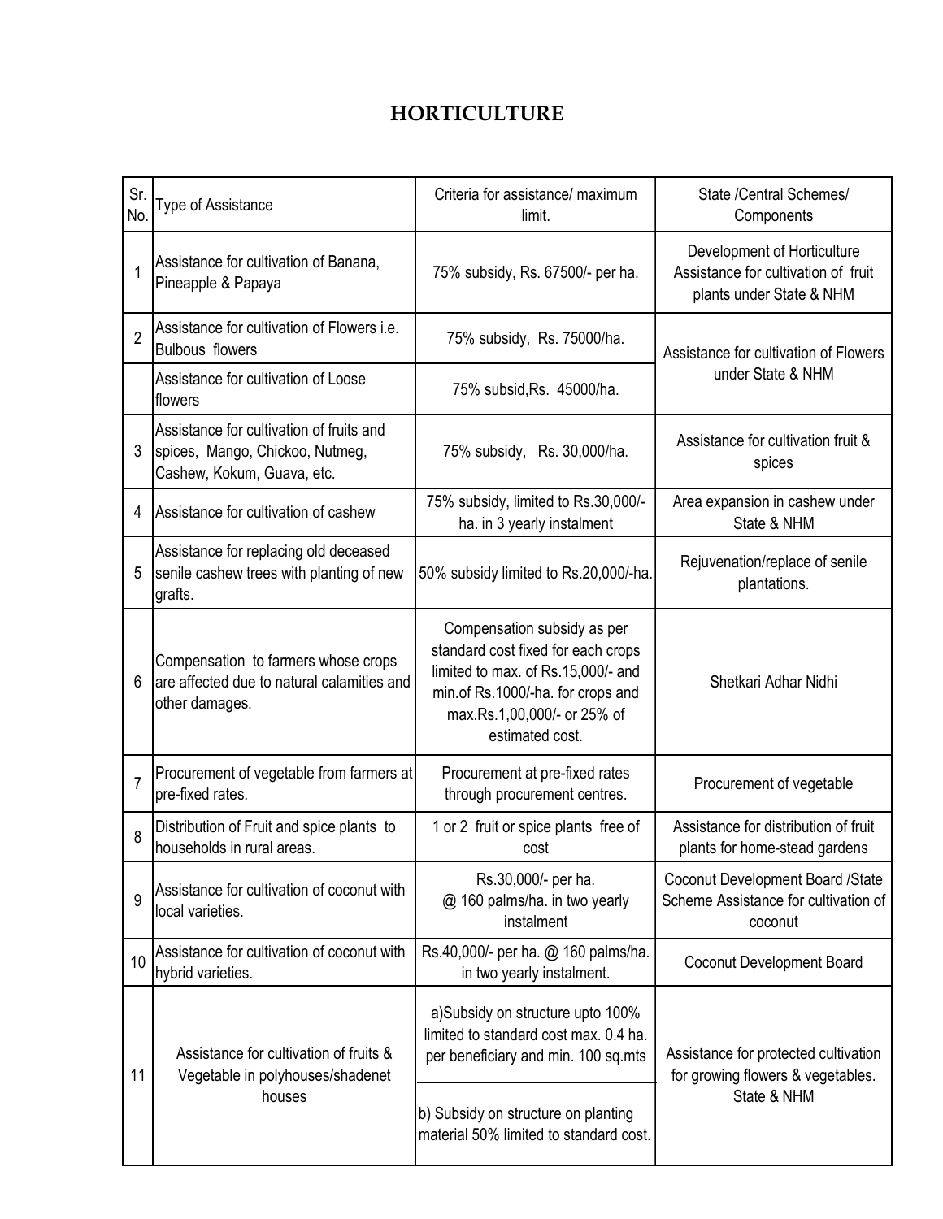# HORTICULTURE

| Sr. No. | Type of Assistance | Criteria for assistance/ maximum limit. | State /Central Schemes/ Components |
|---|---|---|---|
| 1 | Assistance for cultivation of Banana, Pineapple & Papaya | 75% subsidy, Rs. 67500/- per ha. | Development of Horticulture Assistance for cultivation of fruit plants under State & NHM |
| 2 | Assistance for cultivation of Flowers i.e. Bulbous flowers | 75% subsidy, Rs. 75000/ha. | Assistance for cultivation of Flowers under State & NHM |
| | Assistance for cultivation of Loose flowers | 75% subsid,Rs. 45000/ha. | |
| 3 | Assistance for cultivation of fruits and spices, Mango, Chickoo, Nutmeg, Cashew, Kokum, Guava, etc. | 75% subsidy, Rs. 30,000/ha. | Assistance for cultivation fruit & spices |
| 4 | Assistance for cultivation of cashew | 75% subsidy, limited to Rs.30,000/-ha. in 3 yearly instalment | Area expansion in cashew under State & NHM |
| 5 | Assistance for replacing old deceased senile cashew trees with planting of new grafts. | 50% subsidy limited to Rs.20,000/-ha. | Rejuvenation/replace of senile plantations. |
| 6 | Compensation to farmers whose crops are affected due to natural calamities and other damages. | Compensation subsidy as per standard cost fixed for each crops limited to max. of Rs.15,000/- and min.of Rs.1000/-ha. for crops and max.Rs.1,00,000/- or 25% of estimated cost. | Shetkari Adhar Nidhi |
| 7 | Procurement of vegetable from farmers at pre-fixed rates. | Procurement at pre-fixed rates through procurement centres. | Procurement of vegetable |
| 8 | Distribution of Fruit and spice plants to households in rural areas. | 1 or 2 fruit or spice plants free of cost | Assistance for distribution of fruit plants for home-stead gardens |
| 9 | Assistance for cultivation of coconut with local varieties. | Rs.30,000/- per ha. @ 160 palms/ha. in two yearly instalment | Coconut Development Board /State Scheme Assistance for cultivation of coconut |
| 10 | Assistance for cultivation of coconut with hybrid varieties. | Rs.40,000/- per ha. @ 160 palms/ha. in two yearly instalment. | Coconut Development Board |
| 11 | Assistance for cultivation of fruits & Vegetable in polyhouses/shadenet houses | a)Subsidy on structure upto 100% limited to standard cost max. 0.4 ha. per beneficiary and min. 100 sq.mts | Assistance for protected cultivation for growing flowers & vegetables. State & NHM |
| | | b) Subsidy on structure on planting material 50% limited to standard cost. | |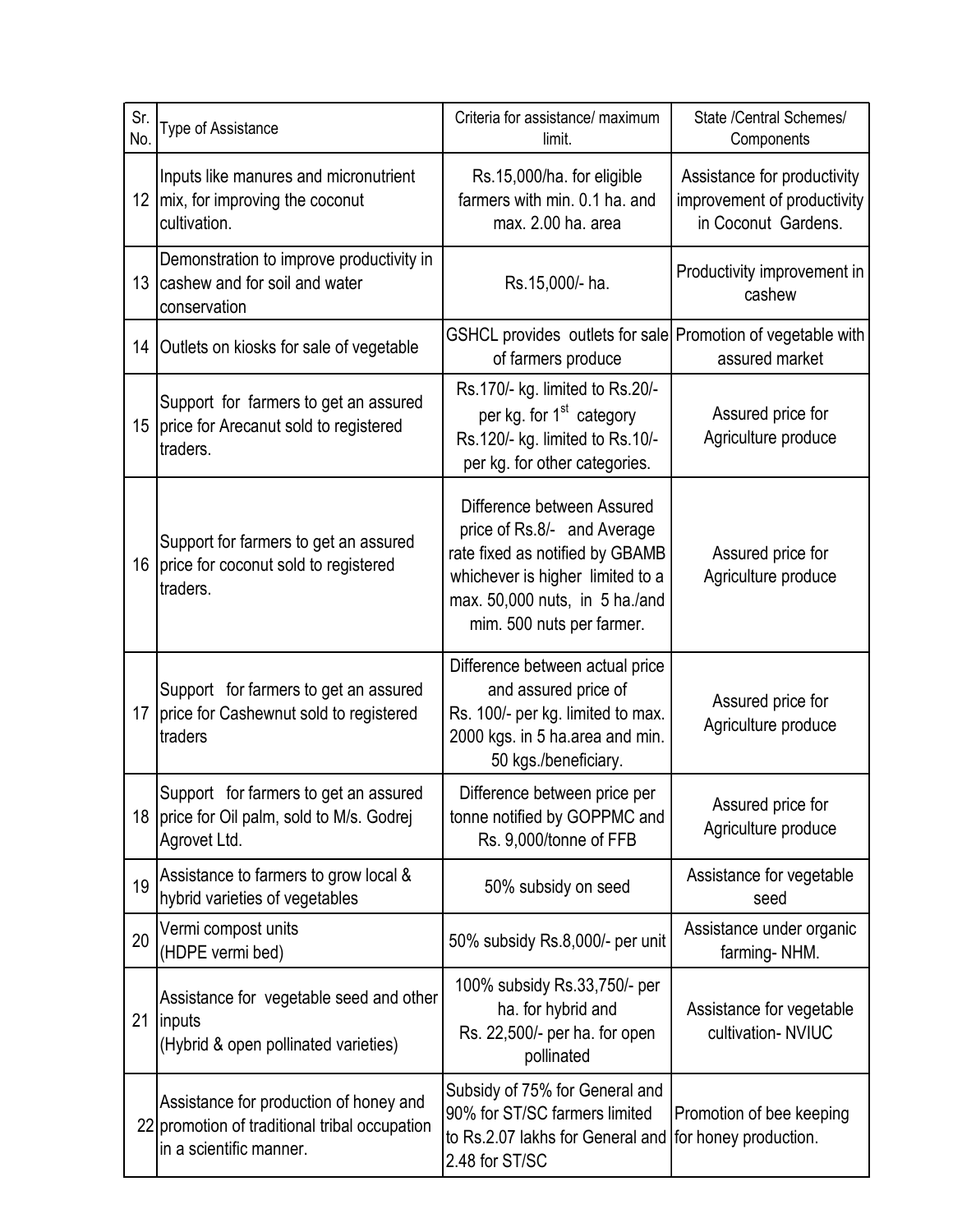| Sr. No. | Type of Assistance | Criteria for assistance/ maximum limit. | State /Central Schemes/ Components |
|---|---|---|---|
| 12 | Inputs like manures and micronutrient mix, for improving the coconut cultivation. | Rs.15,000/ha. for eligible farmers with min. 0.1 ha. and max. 2.00 ha. area | Assistance for productivity improvement of productivity in Coconut Gardens. |
| 13 | Demonstration to improve productivity in cashew and for soil and water conservation | Rs.15,000/- ha. | Productivity improvement in cashew |
| 14 | Outlets on kiosks for sale of vegetable | GSHCL provides outlets for sale of farmers produce | Promotion of vegetable with assured market |
| 15 | Support for farmers to get an assured price for Arecanut sold to registered traders. | Rs.170/- kg. limited to Rs.20/- per kg. for 1st category Rs.120/- kg. limited to Rs.10/- per kg. for other categories. | Assured price for Agriculture produce |
| 16 | Support for farmers to get an assured price for coconut sold to registered traders. | Difference between Assured price of Rs.8/- and Average rate fixed as notified by GBAMB whichever is higher limited to a max. 50,000 nuts, in 5 ha./and mim. 500 nuts per farmer. | Assured price for Agriculture produce |
| 17 | Support for farmers to get an assured price for Cashewnut sold to registered traders | Difference between actual price and assured price of Rs. 100/- per kg. limited to max. 2000 kgs. in 5 ha.area and min. 50 kgs./beneficiary. | Assured price for Agriculture produce |
| 18 | Support for farmers to get an assured price for Oil palm, sold to M/s. Godrej Agrovet Ltd. | Difference between price per tonne notified by GOPPMC and Rs. 9,000/tonne of FFB | Assured price for Agriculture produce |
| 19 | Assistance to farmers to grow local & hybrid varieties of vegetables | 50% subsidy on seed | Assistance for vegetable seed |
| 20 | Vermi compost units (HDPE vermi bed) | 50% subsidy Rs.8,000/- per unit | Assistance under organic farming- NHM. |
| 21 | Assistance for vegetable seed and other inputs (Hybrid & open pollinated varieties) | 100% subsidy Rs.33,750/- per ha. for hybrid and Rs. 22,500/- per ha. for open pollinated | Assistance for vegetable cultivation- NVIUC |
| 22 | Assistance for production of honey and promotion of traditional tribal occupation in a scientific manner. | Subsidy of 75% for General and 90% for ST/SC farmers limited to Rs.2.07 lakhs for General and 2.48 for ST/SC | Promotion of bee keeping for honey production. |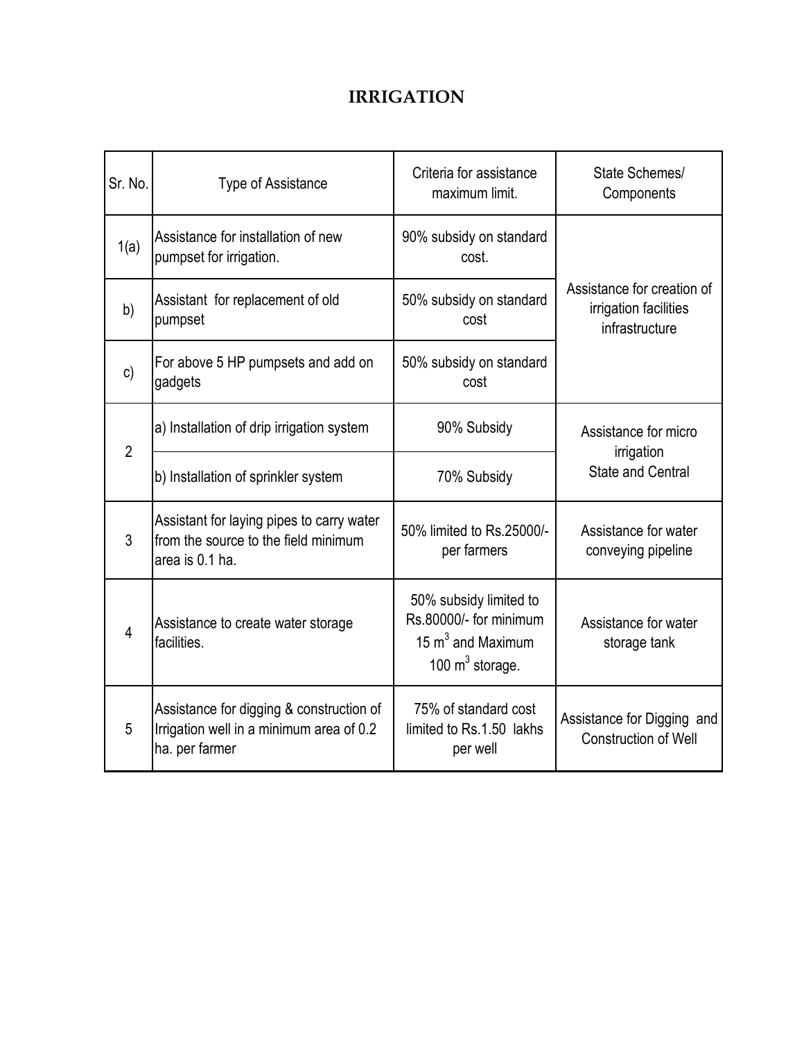# IRRIGATION

| Sr. No. | Type of Assistance | Criteria for assistance maximum limit. | State Schemes/ Components |
|---|---|---|---|
| 1(a) | Assistance for installation of new pumpset for irrigation. | 90% subsidy on standard cost. | Assistance for creation of irrigation facilities infrastructure |
| b) | Assistant for replacement of old pumpset | 50% subsidy on standard cost | |
| c) | For above 5 HP pumpsets and add on gadgets | 50% subsidy on standard cost | |
| 2 | a) Installation of drip irrigation system | 90% Subsidy | Assistance for micro irrigation State and Central |
| | b) Installation of sprinkler system | 70% Subsidy | |
| 3 | Assistant for laying pipes to carry water from the source to the field minimum area is 0.1 ha. | 50% limited to Rs.25000/- per farmers | Assistance for water conveying pipeline |
| 4 | Assistance to create water storage facilities. | 50% subsidy limited to Rs.80000/- for minimum 15 $m^3$ and Maximum 100 $m^3$ storage. | Assistance for water storage tank |
| 5 | Assistance for digging & construction of Irrigation well in a minimum area of 0.2 ha. per farmer | 75% of standard cost limited to Rs.1.50 lakhs per well | Assistance for Digging and Construction of Well |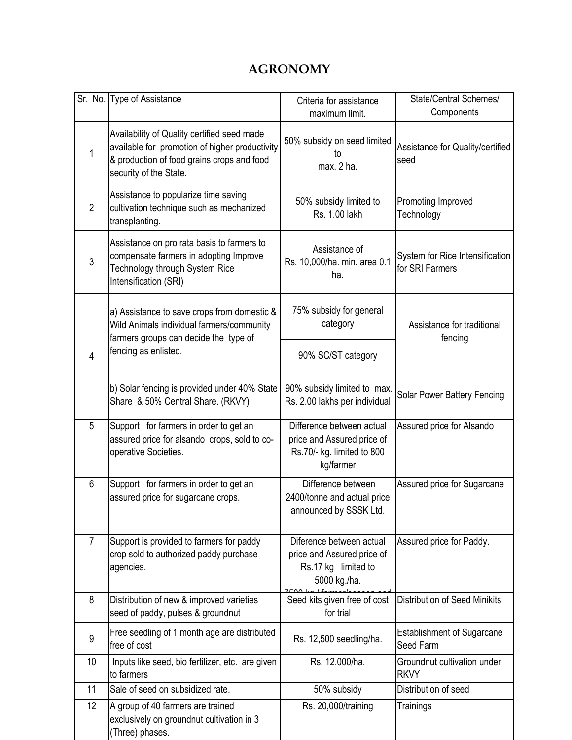# AGRONOMY

| Sr. No. | Type of Assistance | Criteria for assistance maximum limit. | State/Central Schemes/ Components |
|---|---|---|---|
| 1 | Availability of Quality certified seed made available for promotion of higher productivity & production of food grains crops and food security of the State. | 50% subsidy on seed limited to max. 2 ha. | Assistance for Quality/certified seed |
| 2 | Assistance to popularize time saving cultivation technique such as mechanized transplanting. | 50% subsidy limited to Rs. 1.00 lakh | Promoting Improved Technology |
| 3 | Assistance on pro rata basis to farmers to compensate farmers in adopting Improve Technology through System Rice Intensification (SRI) | Assistance of Rs. 10,000/ha. min. area 0.1 ha. | System for Rice Intensification for SRI Farmers |
| 4 | a) Assistance to save crops from domestic & Wild Animals individual farmers/community farmers groups can decide the type of fencing as enlisted. | 75% subsidy for general category | Assistance for traditional fencing |
| | | 90% SC/ST category | |
| | b) Solar fencing is provided under 40% State Share & 50% Central Share. (RKVY) | 90% subsidy limited to max. Rs. 2.00 lakhs per individual | Solar Power Battery Fencing |
| 5 | Support for farmers in order to get an assured price for alsando crops, sold to co-operative Societies. | Difference between actual price and Assured price of Rs.70/- kg. limited to 800 kg/farmer | Assured price for Alsando |
| 6 | Support for farmers in order to get an assured price for sugarcane crops. | Difference between 2400/tonne and actual price announced by SSSK Ltd. | Assured price for Sugarcane |
| 7 | Support is provided to farmers for paddy crop sold to authorized paddy purchase agencies. | Diference between actual price and Assured price of Rs.17 kg limited to 5000 kg./ha. 7500 kg / farmer/season and | Assured price for Paddy. |
| 8 | Distribution of new & improved varieties seed of paddy, pulses & groundnut | Seed kits given free of cost for trial | Distribution of Seed Minikits |
| 9 | Free seedling of 1 month age are distributed free of cost | Rs. 12,500 seedling/ha. | Establishment of Sugarcane Seed Farm |
| 10 | Inputs like seed, bio fertilizer, etc. are given to farmers | Rs. 12,000/ha. | Groundnut cultivation under RKVY |
| 11 | Sale of seed on subsidized rate. | 50% subsidy | Distribution of seed |
| 12 | A group of 40 farmers are trained exclusively on groundnut cultivation in 3 (Three) phases. | Rs. 20,000/training | Trainings |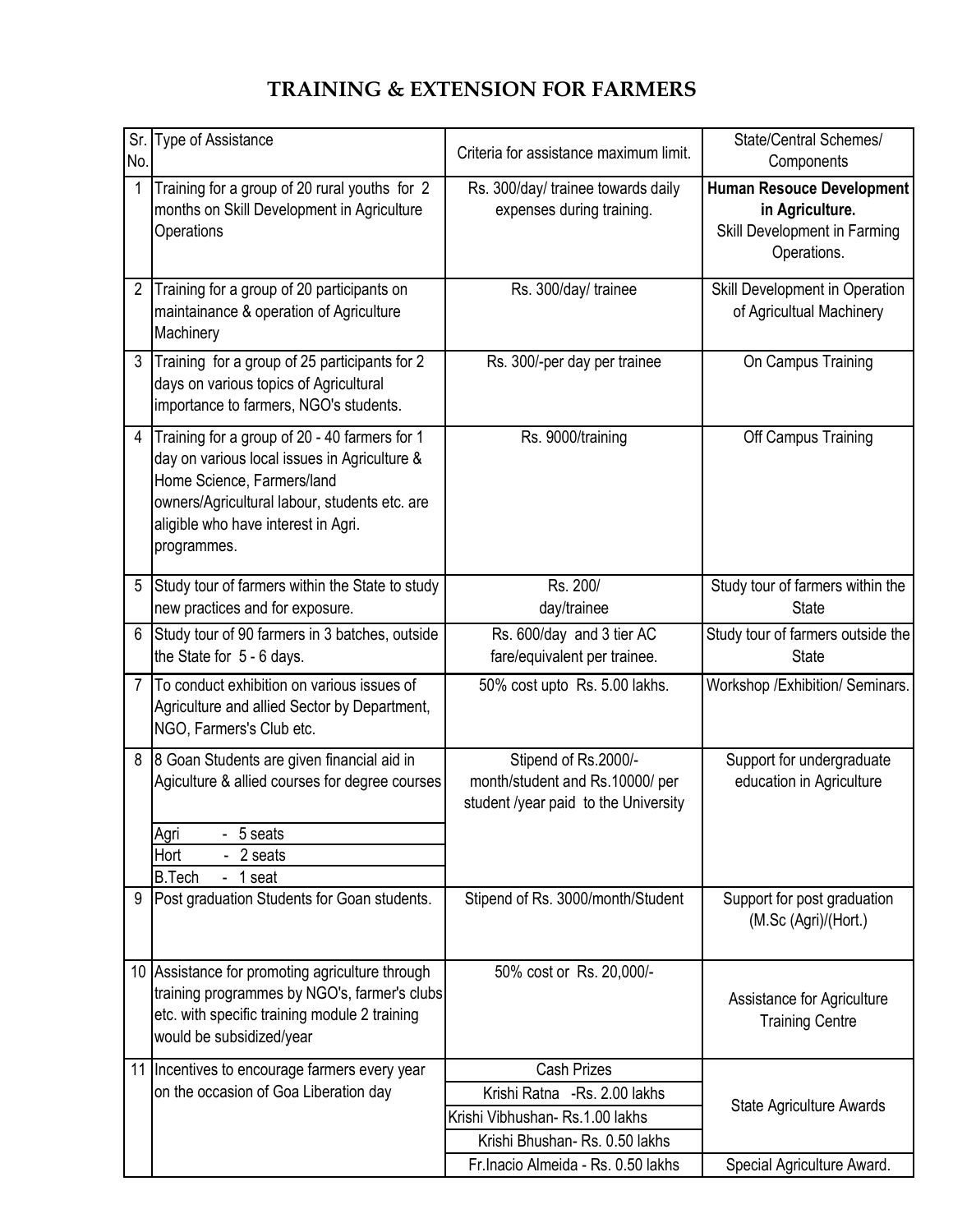# TRAINING & EXTENSION FOR FARMERS

| Sr. No. | Type of Assistance | Criteria for assistance maximum limit. | State/Central Schemes/ Components |
|---|---|---|---|
| 1 | Training for a group of 20 rural youths for 2 months on Skill Development in Agriculture Operations | Rs. 300/day/ trainee towards daily expenses during training. | **Human Resouce Development in Agriculture.** Skill Development in Farming Operations. |
| 2 | Training for a group of 20 participants on maintainance & operation of Agriculture Machinery | Rs. 300/day/ trainee | Skill Development in Operation of Agricultual Machinery |
| 3 | Training for a group of 25 participants for 2 days on various topics of Agricultural importance to farmers, NGO's students. | Rs. 300/-per day per trainee | On Campus Training |
| 4 | Training for a group of 20 - 40 farmers for 1 day on various local issues in Agriculture & Home Science, Farmers/land owners/Agricultural labour, students etc. are aligible who have interest in Agri. programmes. | Rs. 9000/training | Off Campus Training |
| 5 | Study tour of farmers within the State to study new practices and for exposure. | Rs. 200/ day/trainee | Study tour of farmers within the State |
| 6 | Study tour of 90 farmers in 3 batches, outside the State for 5 - 6 days. | Rs. 600/day and 3 tier AC fare/equivalent per trainee. | Study tour of farmers outside the State |
| 7 | To conduct exhibition on various issues of Agriculture and allied Sector by Department, NGO, Farmers's Club etc. | 50% cost upto Rs. 5.00 lakhs. | Workshop /Exhibition/ Seminars. |
| 8 | 8 Goan Students are given financial aid in Agiculture & allied courses for degree courses | Stipend of Rs.2000/- month/student and Rs.10000/ per student /year paid to the University | Support for undergraduate education in Agriculture |
| | Agri - 5 seats | | |
| | Hort - 2 seats | | |
| | B.Tech - 1 seat | | |
| 9 | Post graduation Students for Goan students. | Stipend of Rs. 3000/month/Student | Support for post graduation (M.Sc (Agri)/(Hort.) |
| 10 | Assistance for promoting agriculture through training programmes by NGO's, farmer's clubs etc. with specific training module 2 training would be subsidized/year | 50% cost or Rs. 20,000/- | Assistance for Agriculture Training Centre |
| 11 | Incentives to encourage farmers every year on the occasion of Goa Liberation day | Cash Prizes | State Agriculture Awards |
| | | Krishi Ratna -Rs. 2.00 lakhs | |
| | | Krishi Vibhushan- Rs.1.00 lakhs | |
| | | Krishi Bhushan- Rs. 0.50 lakhs | |
| | | Fr.Inacio Almeida - Rs. 0.50 lakhs | Special Agriculture Award. |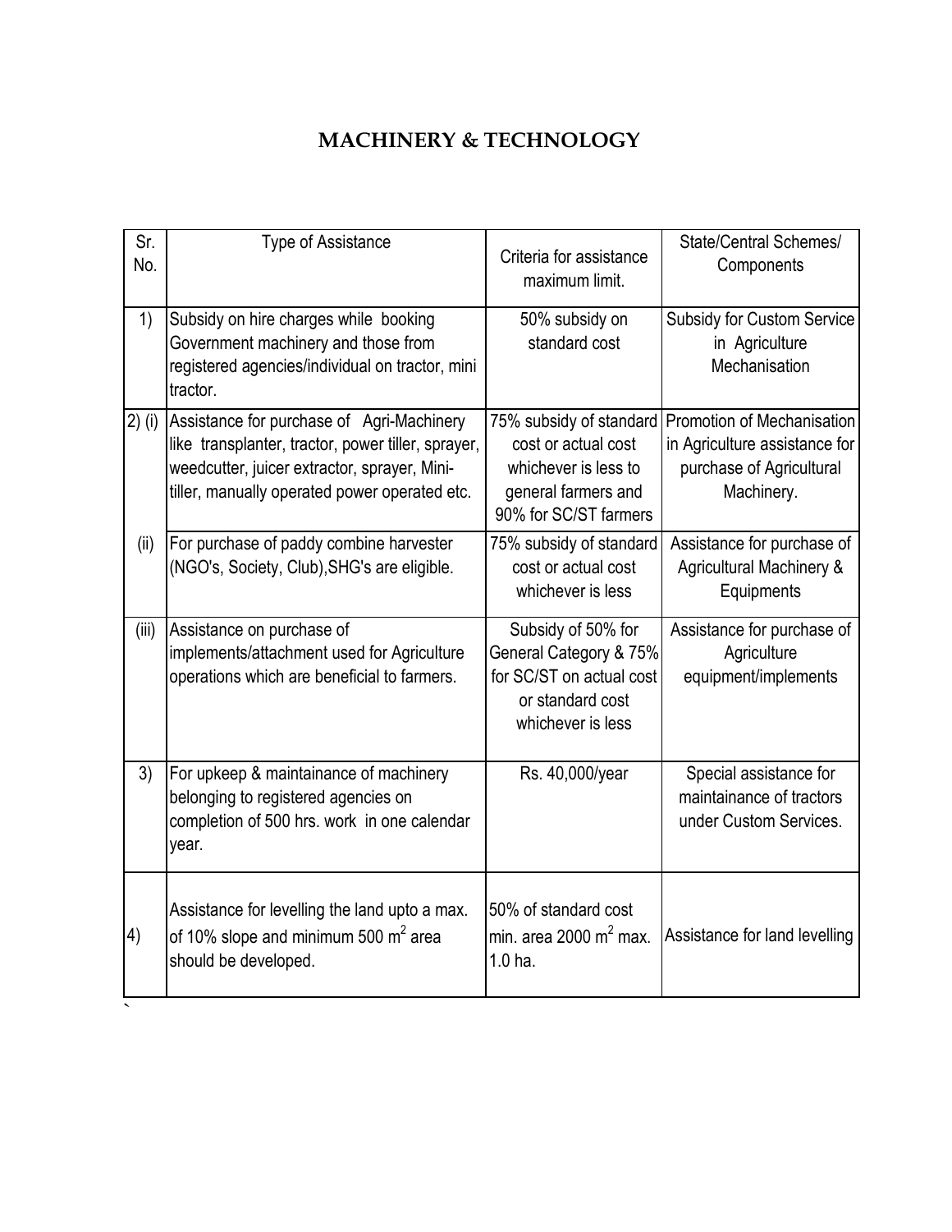# MACHINERY & TECHNOLOGY

| Sr. No. | Type of Assistance | Criteria for assistance maximum limit. | State/Central Schemes/ Components |
|---|---|---|---|
| 1) | Subsidy on hire charges while booking Government machinery and those from registered agencies/individual on tractor, mini tractor. | 50% subsidy on standard cost | Subsidy for Custom Service in Agriculture Mechanisation |
| 2) (i) | Assistance for purchase of Agri-Machinery like transplanter, tractor, power tiller, sprayer, weedcutter, juicer extractor, sprayer, Mini-tiller, manually operated power operated etc. | 75% subsidy of standard cost or actual cost whichever is less to general farmers and 90% for SC/ST farmers | Promotion of Mechanisation in Agriculture assistance for purchase of Agricultural Machinery. |
| (ii) | For purchase of paddy combine harvester (NGO's, Society, Club),SHG's are eligible. | 75% subsidy of standard cost or actual cost whichever is less | Assistance for purchase of Agricultural Machinery & Equipments |
| (iii) | Assistance on purchase of implements/attachment used for Agriculture operations which are beneficial to farmers. | Subsidy of 50% for General Category & 75% for SC/ST on actual cost or standard cost whichever is less | Assistance for purchase of Agriculture equipment/implements |
| 3) | For upkeep & maintainance of machinery belonging to registered agencies on completion of 500 hrs. work in one calendar year. | Rs. 40,000/year | Special assistance for maintainance of tractors under Custom Services. |
| 4) | Assistance for levelling the land upto a max. of 10% slope and minimum 500 $m^2$ area should be developed. | 50% of standard cost min. area 2000 $m^2$ max. 1.0 ha. | Assistance for land levelling |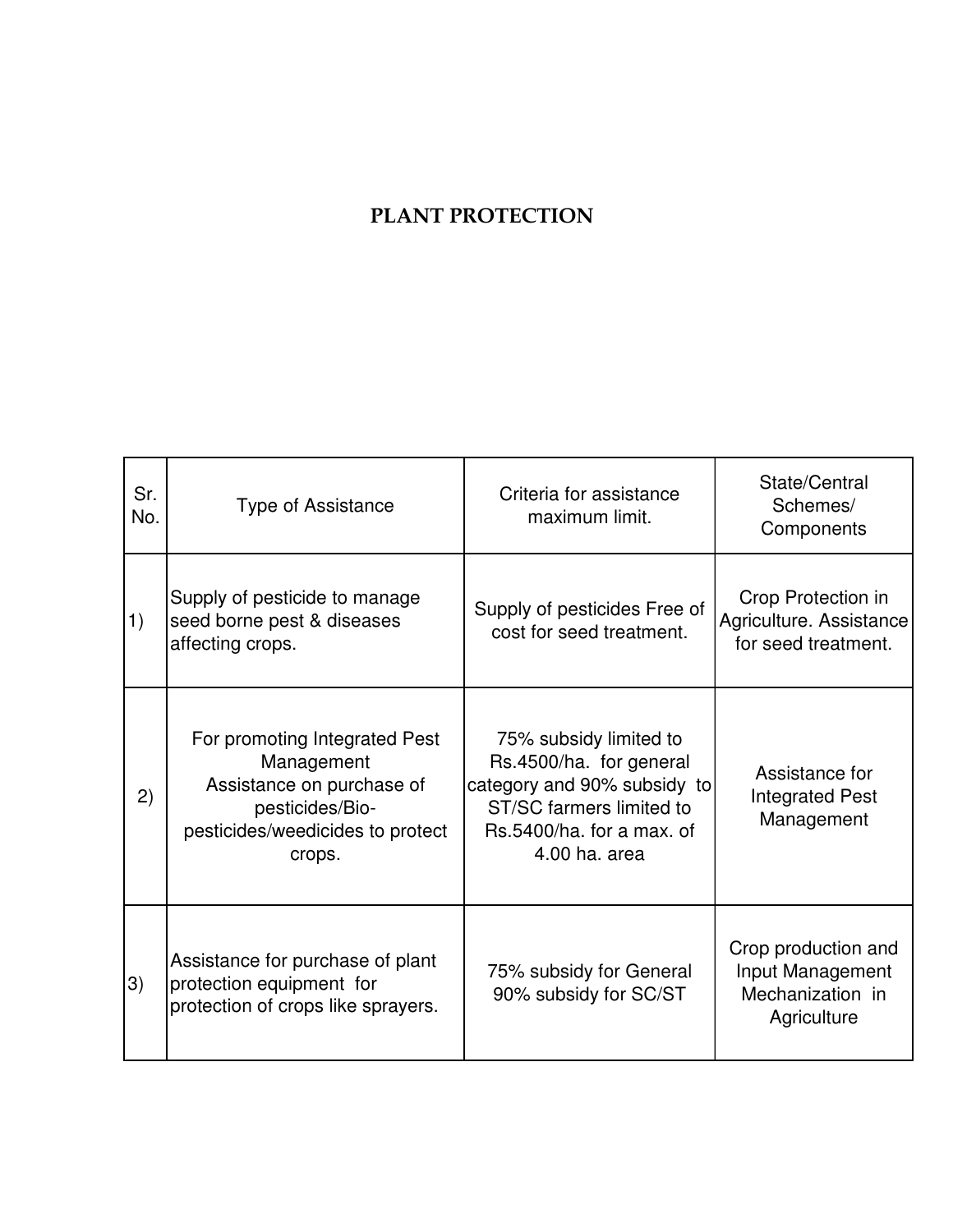# PLANT PROTECTION

| Sr. No. | Type of Assistance | Criteria for assistance maximum limit. | State/Central Schemes/ Components |
|---|---|---|---|
| 1) | Supply of pesticide to manage seed borne pest & diseases affecting crops. | Supply of pesticides Free of cost for seed treatment. | Crop Protection in Agriculture. Assistance for seed treatment. |
| 2) | For promoting Integrated Pest Management Assistance on purchase of pesticides/Bio-pesticides/weedicides to protect crops. | 75% subsidy limited to Rs.4500/ha. for general category and 90% subsidy to ST/SC farmers limited to Rs.5400/ha. for a max. of 4.00 ha. area | Assistance for Integrated Pest Management |
| 3) | Assistance for purchase of plant protection equipment for protection of crops like sprayers. | 75% subsidy for General 90% subsidy for SC/ST | Crop production and Input Management Mechanization in Agriculture |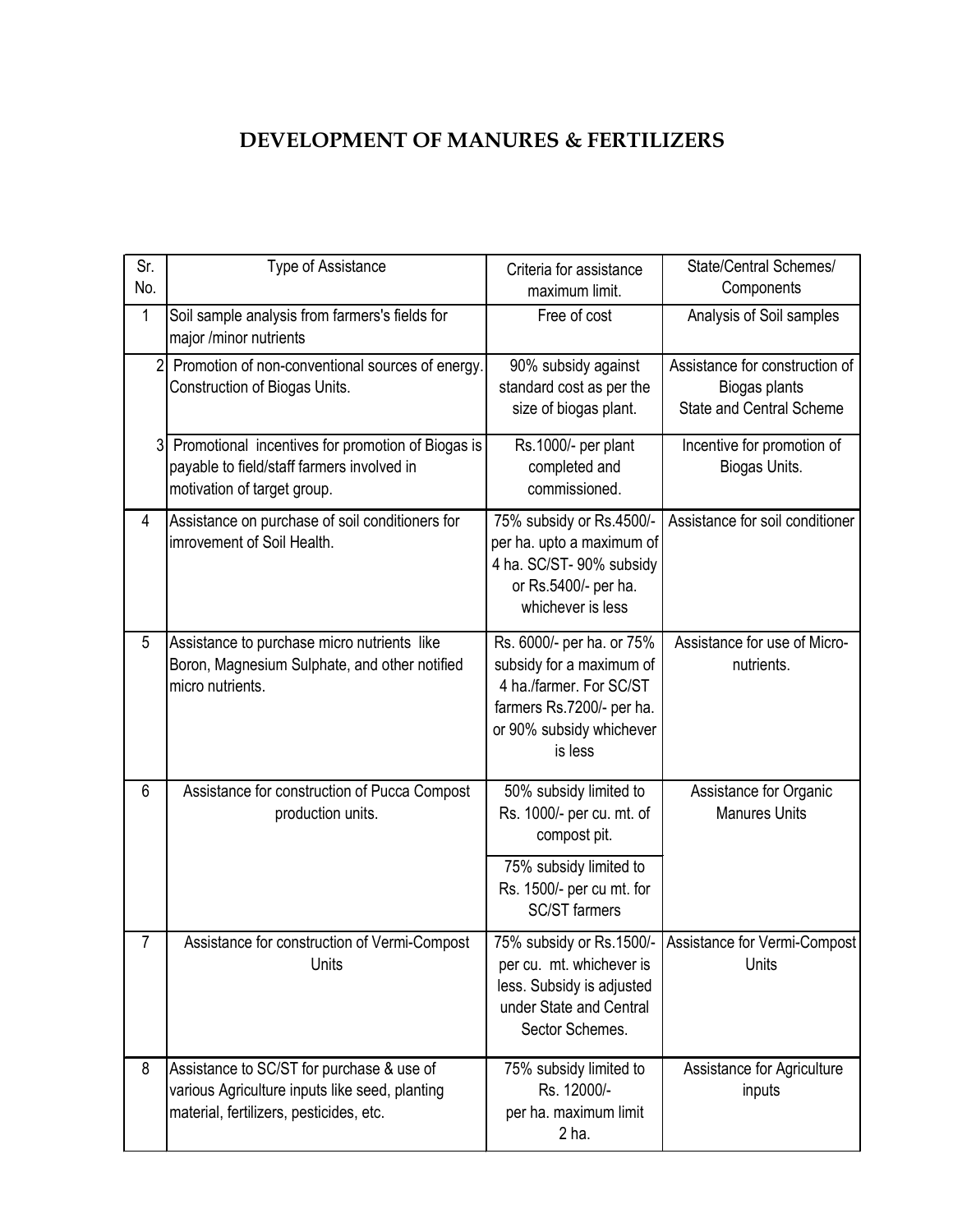# DEVELOPMENT OF MANURES & FERTILIZERS

| Sr. No. | Type of Assistance | Criteria for assistance maximum limit. | State/Central Schemes/ Components |
|---|---|---|---|
| 1 | Soil sample analysis from farmers's fields for major /minor nutrients | Free of cost | Analysis of Soil samples |
| 2 | Promotion of non-conventional sources of energy. Construction of Biogas Units. | 90% subsidy against standard cost as per the size of biogas plant. | Assistance for construction of Biogas plants State and Central Scheme |
| 3 | Promotional incentives for promotion of Biogas is payable to field/staff farmers involved in motivation of target group. | Rs.1000/- per plant completed and commissioned. | Incentive for promotion of Biogas Units. |
| 4 | Assistance on purchase of soil conditioners for imrovement of Soil Health. | 75% subsidy or Rs.4500/- per ha. upto a maximum of 4 ha. SC/ST- 90% subsidy or Rs.5400/- per ha. whichever is less | Assistance for soil conditioner |
| 5 | Assistance to purchase micro nutrients like Boron, Magnesium Sulphate, and other notified micro nutrients. | Rs. 6000/- per ha. or 75% subsidy for a maximum of 4 ha./farmer. For SC/ST farmers Rs.7200/- per ha. or 90% subsidy whichever is less | Assistance for use of Micro-nutrients. |
| 6 | Assistance for construction of Pucca Compost production units. | 50% subsidy limited to Rs. 1000/- per cu. mt. of compost pit. | Assistance for Organic Manures Units |
| | | 75% subsidy limited to Rs. 1500/- per cu mt. for SC/ST farmers | |
| 7 | Assistance for construction of Vermi-Compost Units | 75% subsidy or Rs.1500/- per cu. mt. whichever is less. Subsidy is adjusted under State and Central Sector Schemes. | Assistance for Vermi-Compost Units |
| 8 | Assistance to SC/ST for purchase & use of various Agriculture inputs like seed, planting material, fertilizers, pesticides, etc. | 75% subsidy limited to Rs. 12000/- per ha. maximum limit 2 ha. | Assistance for Agriculture inputs |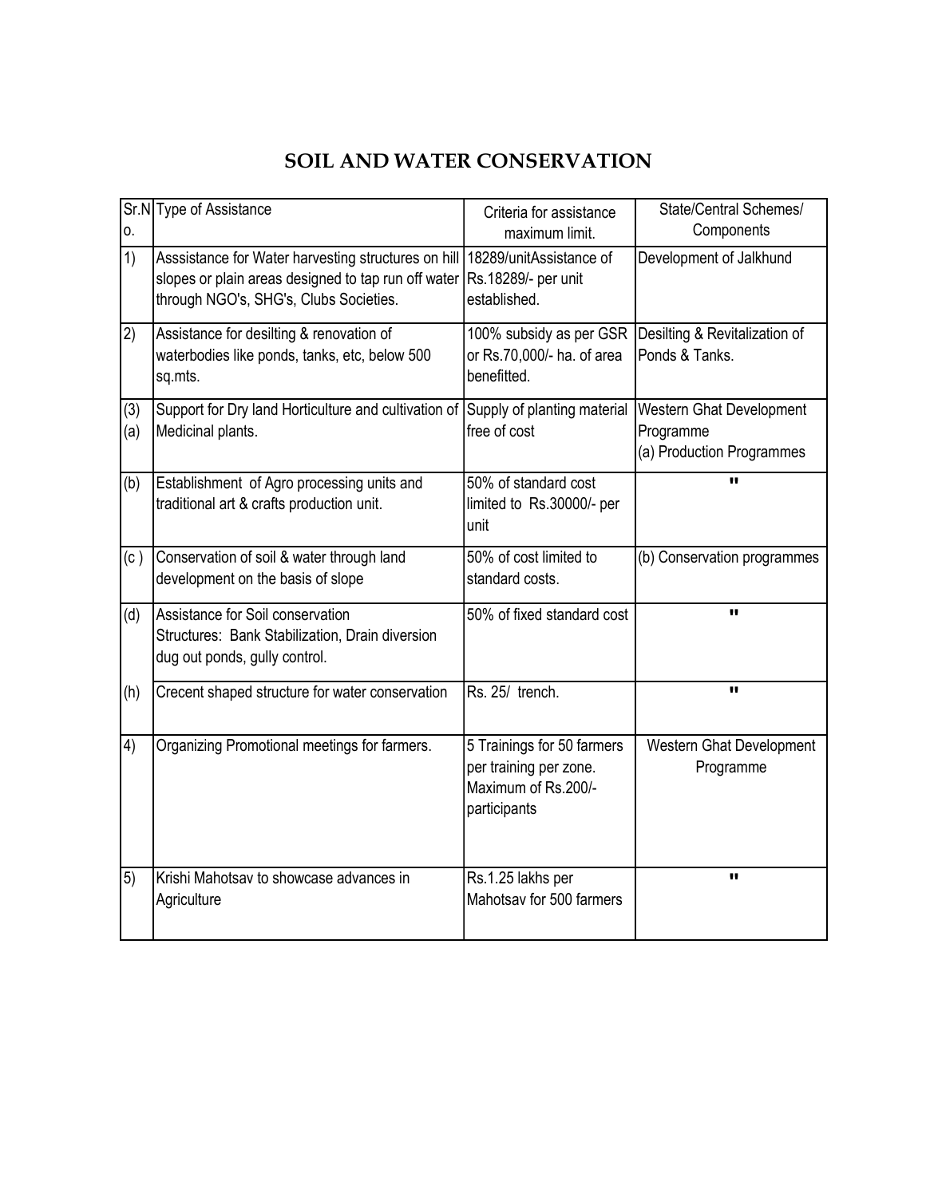# SOIL AND WATER CONSERVATION

| Sr.No. | Type of Assistance | Criteria for assistance maximum limit. | State/Central Schemes/ Components |
|---|---|---|---|
| 1) | Asssistance for Water harvesting structures on hill slopes or plain areas designed to tap run off water through NGO's, SHG's, Clubs Societies. | 18289/unitAssistance of Rs.18289/- per unit established. | Development of Jalkhund |
| 2) | Assistance for desilting & renovation of waterbodies like ponds, tanks, etc, below 500 sq.mts. | 100% subsidy as per GSR or Rs.70,000/- ha. of area benefitted. | Desilting & Revitalization of Ponds & Tanks. |
| (3) (a) | Support for Dry land Horticulture and cultivation of Medicinal plants. | Supply of planting material free of cost | Western Ghat Development Programme (a) Production Programmes |
| (b) | Establishment of Agro processing units and traditional art & crafts production unit. | 50% of standard cost limited to Rs.30000/- per unit | " |
| (c ) | Conservation of soil & water through land development on the basis of slope | 50% of cost limited to standard costs. | (b) Conservation programmes |
| (d) | Assistance for Soil conservation Structures: Bank Stabilization, Drain diversion dug out ponds, gully control. | 50% of fixed standard cost | " |
| (h) | Crecent shaped structure for water conservation | Rs. 25/ trench. | " |
| 4) | Organizing Promotional meetings for farmers. | 5 Trainings for 50 farmers per training per zone. Maximum of Rs.200/- participants | Western Ghat Development Programme |
| 5) | Krishi Mahotsav to showcase advances in Agriculture | Rs.1.25 lakhs per Mahotsav for 500 farmers | " |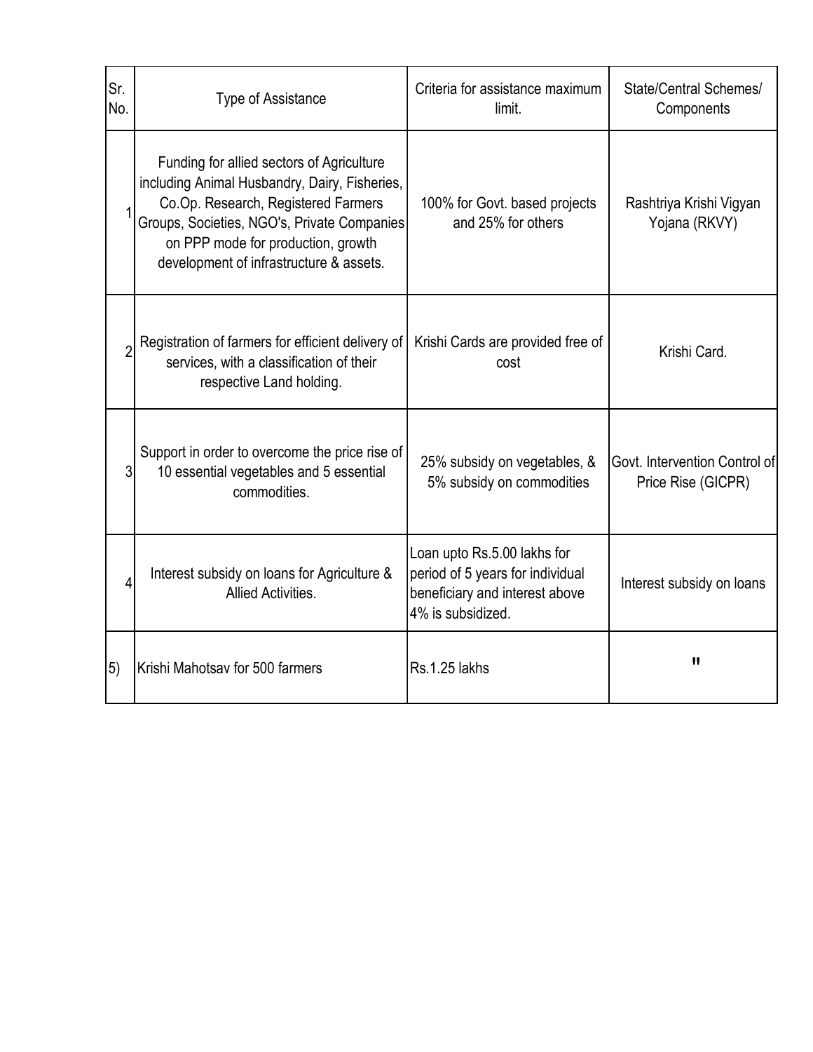| Sr. No. | Type of Assistance | Criteria for assistance maximum limit. | State/Central Schemes/ Components |
|---|---|---|---|
| 1 | Funding for allied sectors of Agriculture including Animal Husbandry, Dairy, Fisheries, Co.Op. Research, Registered Farmers Groups, Societies, NGO's, Private Companies on PPP mode for production, growth development of infrastructure & assets. | 100% for Govt. based projects and 25% for others | Rashtriya Krishi Vigyan Yojana (RKVY) |
| 2 | Registration of farmers for efficient delivery of services, with a classification of their respective Land holding. | Krishi Cards are provided free of cost | Krishi Card. |
| 3 | Support in order to overcome the price rise of 10 essential vegetables and 5 essential commodities. | 25% subsidy on vegetables, & 5% subsidy on commodities | Govt. Intervention Control of Price Rise (GICPR) |
| 4 | Interest subsidy on loans for Agriculture & Allied Activities. | Loan upto Rs.5.00 lakhs for period of 5 years for individual beneficiary and interest above 4% is subsidized. | Interest subsidy on loans |
| 5) | Krishi Mahotsav for 500 farmers | Rs.1.25 lakhs | " |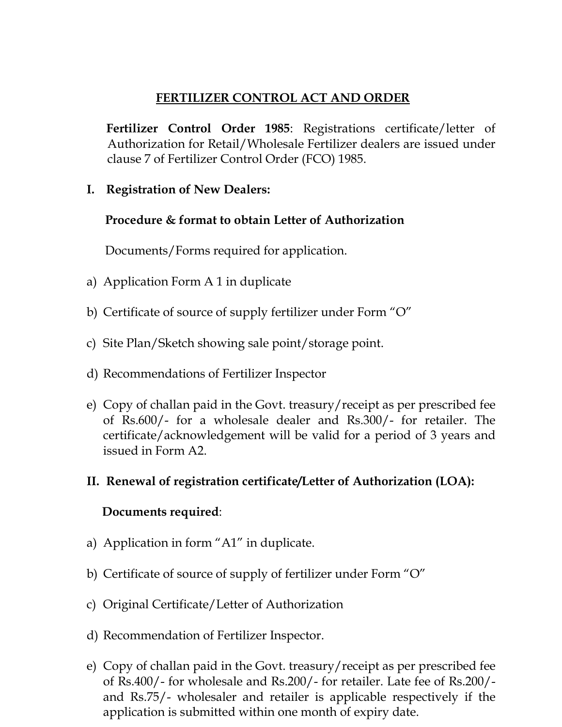# FERTILIZER CONTROL ACT AND ORDER

**Fertilizer Control Order 1985**: Registrations certificate/letter of Authorization for Retail/Wholesale Fertilizer dealers are issued under clause 7 of Fertilizer Control Order (FCO) 1985.

## I. Registration of New Dealers:

**Procedure & format to obtain Letter of Authorization**

Documents/Forms required for application.

a) Application Form A 1 in duplicate

b) Certificate of source of supply fertilizer under Form "O"

c) Site Plan/Sketch showing sale point/storage point.

d) Recommendations of Fertilizer Inspector

e) Copy of challan paid in the Govt. treasury/receipt as per prescribed fee of Rs.600/- for a wholesale dealer and Rs.300/- for retailer. The certificate/acknowledgement will be valid for a period of 3 years and issued in Form A2.

## II. Renewal of registration certificate/Letter of Authorization (LOA):

**Documents required**:

a) Application in form "A1" in duplicate.

b) Certificate of source of supply of fertilizer under Form "O"

c) Original Certificate/Letter of Authorization

d) Recommendation of Fertilizer Inspector.

e) Copy of challan paid in the Govt. treasury/receipt as per prescribed fee of Rs.400/- for wholesale and Rs.200/- for retailer. Late fee of Rs.200/- and Rs.75/- wholesaler and retailer is applicable respectively if the application is submitted within one month of expiry date.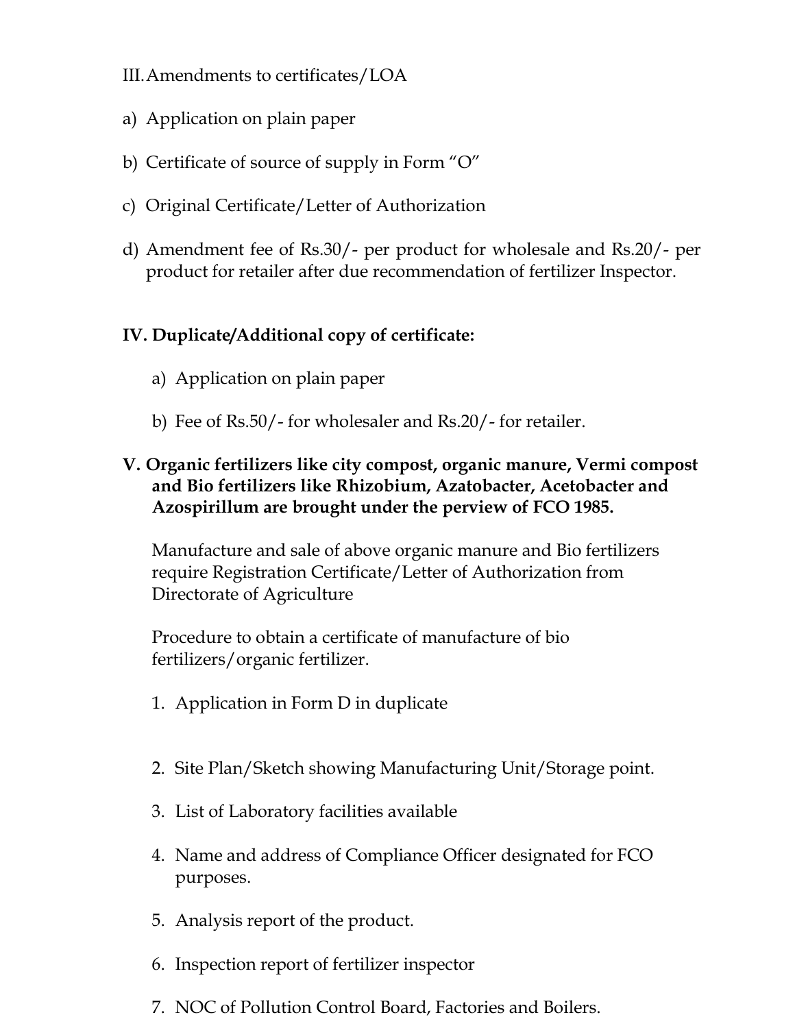III. Amendments to certificates/LOA

a) Application on plain paper

b) Certificate of source of supply in Form "O"

c) Original Certificate/Letter of Authorization

d) Amendment fee of Rs.30/- per product for wholesale and Rs.20/- per product for retailer after due recommendation of fertilizer Inspector.

**IV. Duplicate/Additional copy of certificate:**

a) Application on plain paper

b) Fee of Rs.50/- for wholesaler and Rs.20/- for retailer.

**V. Organic fertilizers like city compost, organic manure, Vermi compost and Bio fertilizers like Rhizobium, Azatobacter, Acetobacter and Azospirillum are brought under the perview of FCO 1985.**

Manufacture and sale of above organic manure and Bio fertilizers require Registration Certificate/Letter of Authorization from Directorate of Agriculture

Procedure to obtain a certificate of manufacture of bio fertilizers/organic fertilizer.

1. Application in Form D in duplicate
2. Site Plan/Sketch showing Manufacturing Unit/Storage point.
3. List of Laboratory facilities available
4. Name and address of Compliance Officer designated for FCO purposes.
5. Analysis report of the product.
6. Inspection report of fertilizer inspector
7. NOC of Pollution Control Board, Factories and Boilers.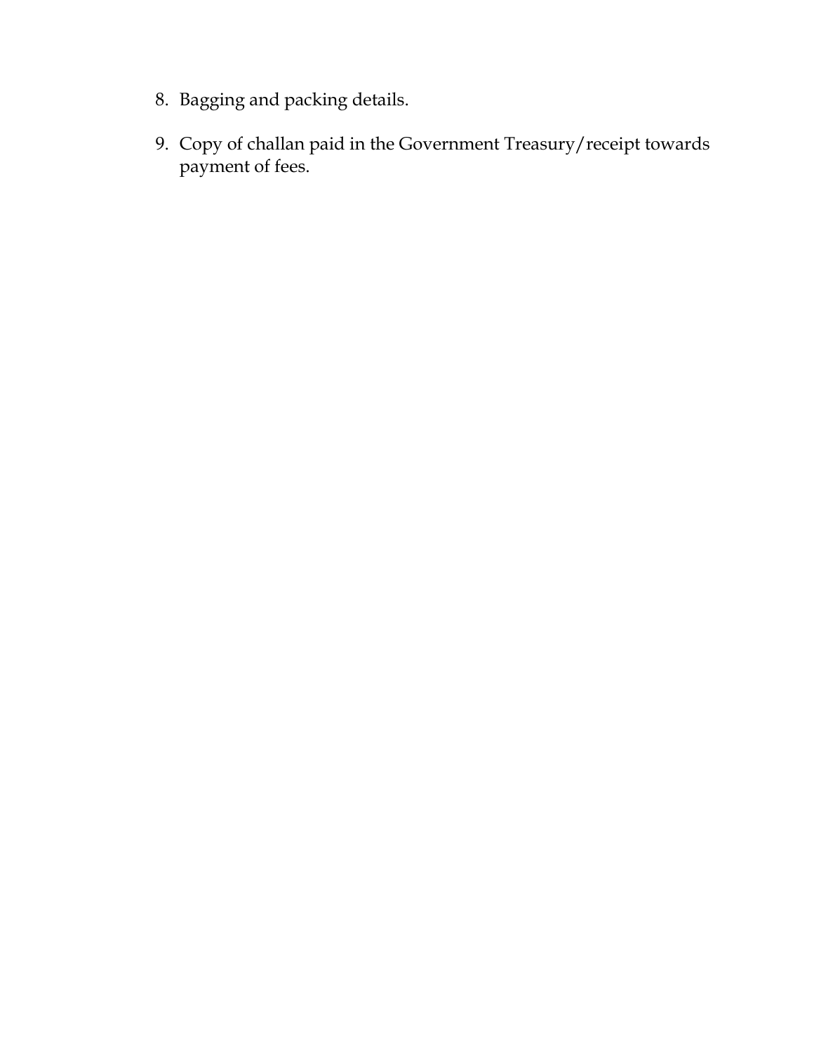8. Bagging and packing details.

9. Copy of challan paid in the Government Treasury/receipt towards payment of fees.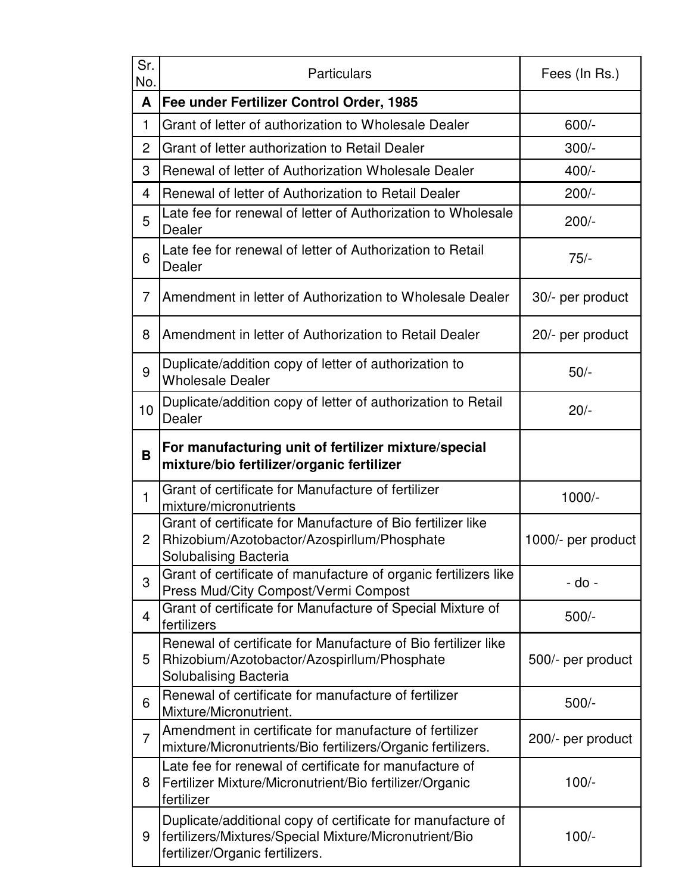| Sr. No. | Particulars | Fees (In Rs.) |
|---|---|---|
| **A** | **Fee under Fertilizer Control Order, 1985** | |
| 1 | Grant of letter of authorization to Wholesale Dealer | 600/- |
| 2 | Grant of letter authorization to Retail Dealer | 300/- |
| 3 | Renewal of letter of Authorization Wholesale Dealer | 400/- |
| 4 | Renewal of letter of Authorization to Retail Dealer | 200/- |
| 5 | Late fee for renewal of letter of Authorization to Wholesale Dealer | 200/- |
| 6 | Late fee for renewal of letter of Authorization to Retail Dealer | 75/- |
| 7 | Amendment in letter of Authorization to Wholesale Dealer | 30/- per product |
| 8 | Amendment in letter of Authorization to Retail Dealer | 20/- per product |
| 9 | Duplicate/addition copy of letter of authorization to Wholesale Dealer | 50/- |
| 10 | Duplicate/addition copy of letter of authorization to Retail Dealer | 20/- |
| **B** | **For manufacturing unit of fertilizer mixture/special mixture/bio fertilizer/organic fertilizer** | |
| 1 | Grant of certificate for Manufacture of fertilizer mixture/micronutrients | 1000/- |
| 2 | Grant of certificate for Manufacture of Bio fertilizer like Rhizobium/Azotobacter/Azospirllum/Phosphate Solubalising Bacteria | 1000/- per product |
| 3 | Grant of certificate of manufacture of organic fertilizers like Press Mud/City Compost/Vermi Compost | - do - |
| 4 | Grant of certificate for Manufacture of Special Mixture of fertilizers | 500/- |
| 5 | Renewal of certificate for Manufacture of Bio fertilizer like Rhizobium/Azotobacter/Azospirllum/Phosphate Solubalising Bacteria | 500/- per product |
| 6 | Renewal of certificate for manufacture of fertilizer Mixture/Micronutrient. | 500/- |
| 7 | Amendment in certificate for manufacture of fertilizer mixture/Micronutrients/Bio fertilizers/Organic fertilizers. | 200/- per product |
| 8 | Late fee for renewal of certificate for manufacture of Fertilizer Mixture/Micronutrient/Bio fertilizer/Organic fertilizer | 100/- |
| 9 | Duplicate/additional copy of certificate for manufacture of fertilizers/Mixtures/Special Mixture/Micronutrient/Bio fertilizer/Organic fertilizers. | 100/- |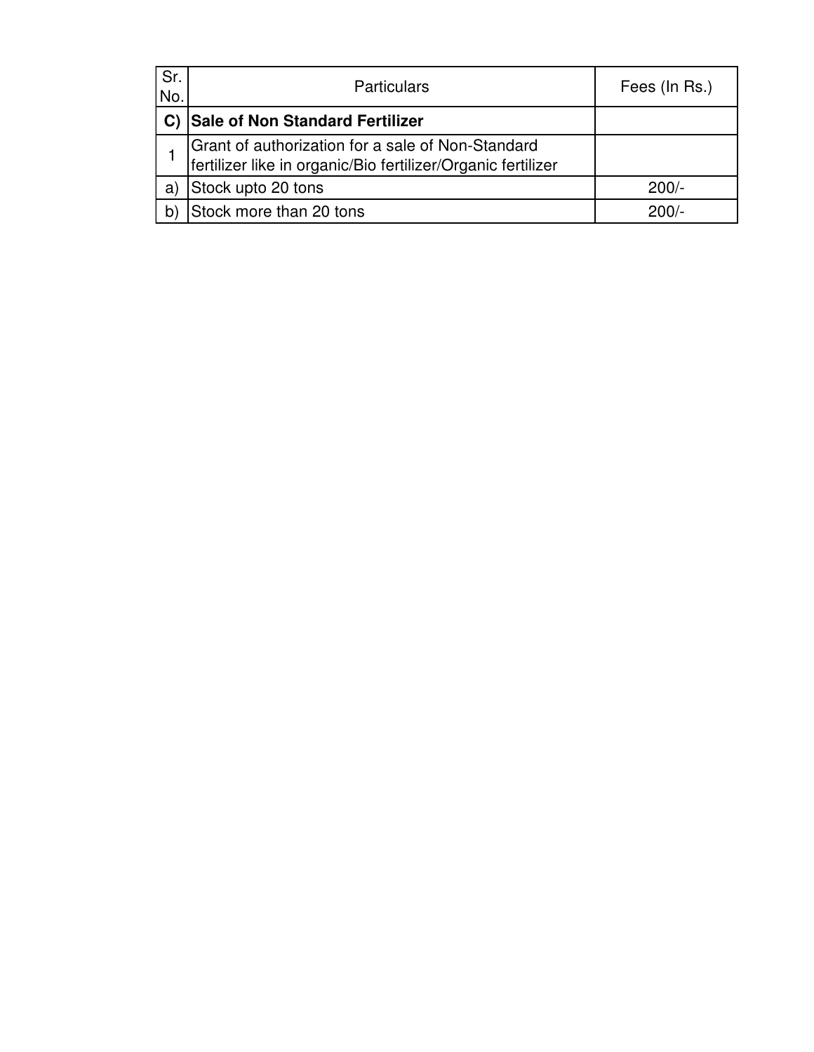| Sr. No. | Particulars | Fees (In Rs.) |
| --- | --- | --- |
| **C)** | **Sale of Non Standard Fertilizer** | |
| 1 | Grant of authorization for a sale of Non-Standard fertilizer like in organic/Bio fertilizer/Organic fertilizer | |
| a) | Stock upto 20 tons | 200/- |
| b) | Stock more than 20 tons | 200/- |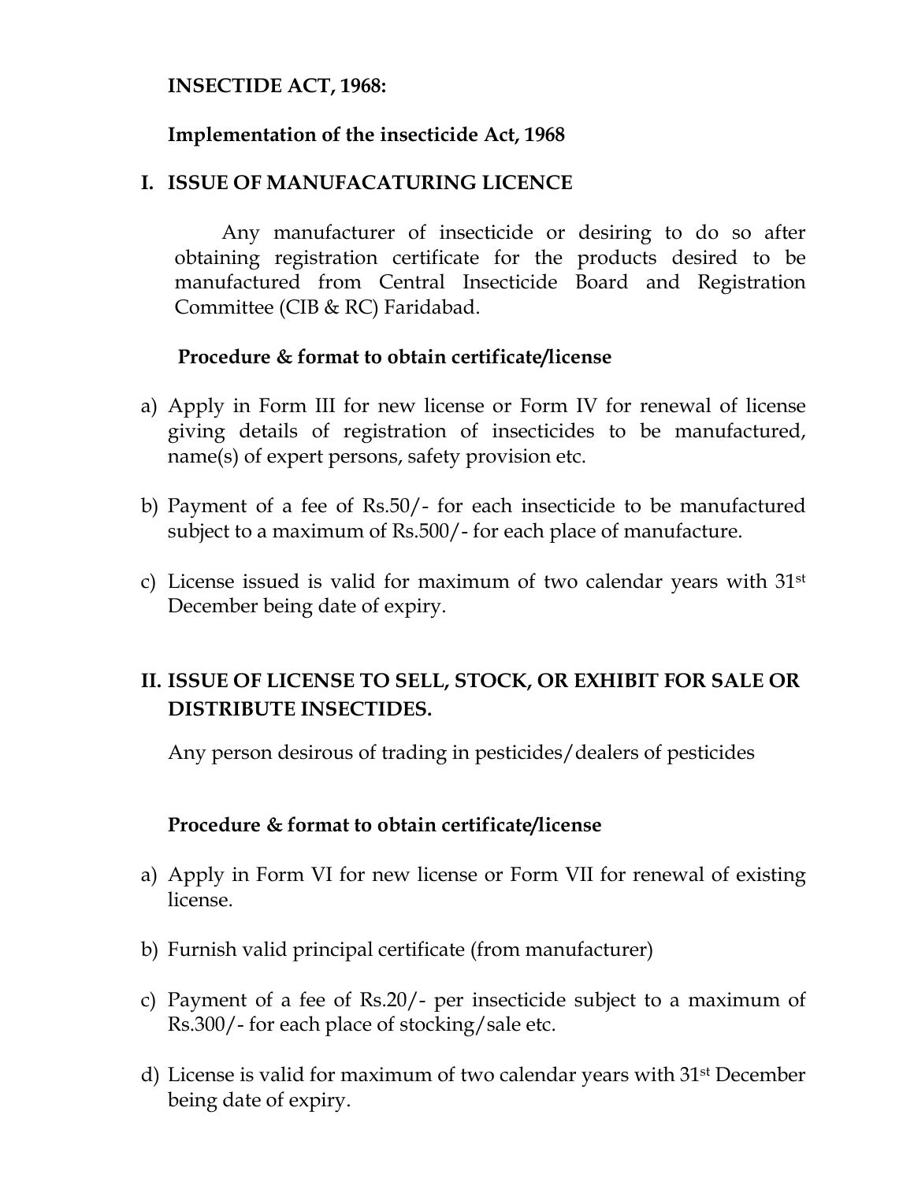**INSECTIDE ACT, 1968:**

**Implementation of the insecticide Act, 1968**

## I. ISSUE OF MANUFACATURING LICENCE

Any manufacturer of insecticide or desiring to do so after obtaining registration certificate for the products desired to be manufactured from Central Insecticide Board and Registration Committee (CIB & RC) Faridabad.

**Procedure & format to obtain certificate/license**

a) Apply in Form III for new license or Form IV for renewal of license giving details of registration of insecticides to be manufactured, name(s) of expert persons, safety provision etc.

b) Payment of a fee of Rs.50/- for each insecticide to be manufactured subject to a maximum of Rs.500/- for each place of manufacture.

c) License issued is valid for maximum of two calendar years with 31st December being date of expiry.

## II. ISSUE OF LICENSE TO SELL, STOCK, OR EXHIBIT FOR SALE OR DISTRIBUTE INSECTIDES.

Any person desirous of trading in pesticides/dealers of pesticides

**Procedure & format to obtain certificate/license**

a) Apply in Form VI for new license or Form VII for renewal of existing license.

b) Furnish valid principal certificate (from manufacturer)

c) Payment of a fee of Rs.20/- per insecticide subject to a maximum of Rs.300/- for each place of stocking/sale etc.

d) License is valid for maximum of two calendar years with 31st December being date of expiry.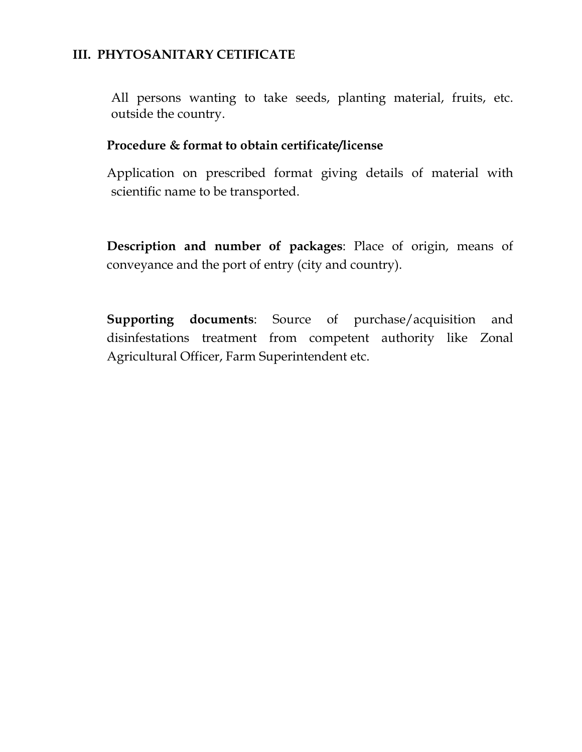### III. PHYTOSANITARY CETIFICATE

All persons wanting to take seeds, planting material, fruits, etc. outside the country.

**Procedure & format to obtain certificate/license**

Application on prescribed format giving details of material with scientific name to be transported.

**Description and number of packages**: Place of origin, means of conveyance and the port of entry (city and country).

**Supporting documents**: Source of purchase/acquisition and disinfestations treatment from competent authority like Zonal Agricultural Officer, Farm Superintendent etc.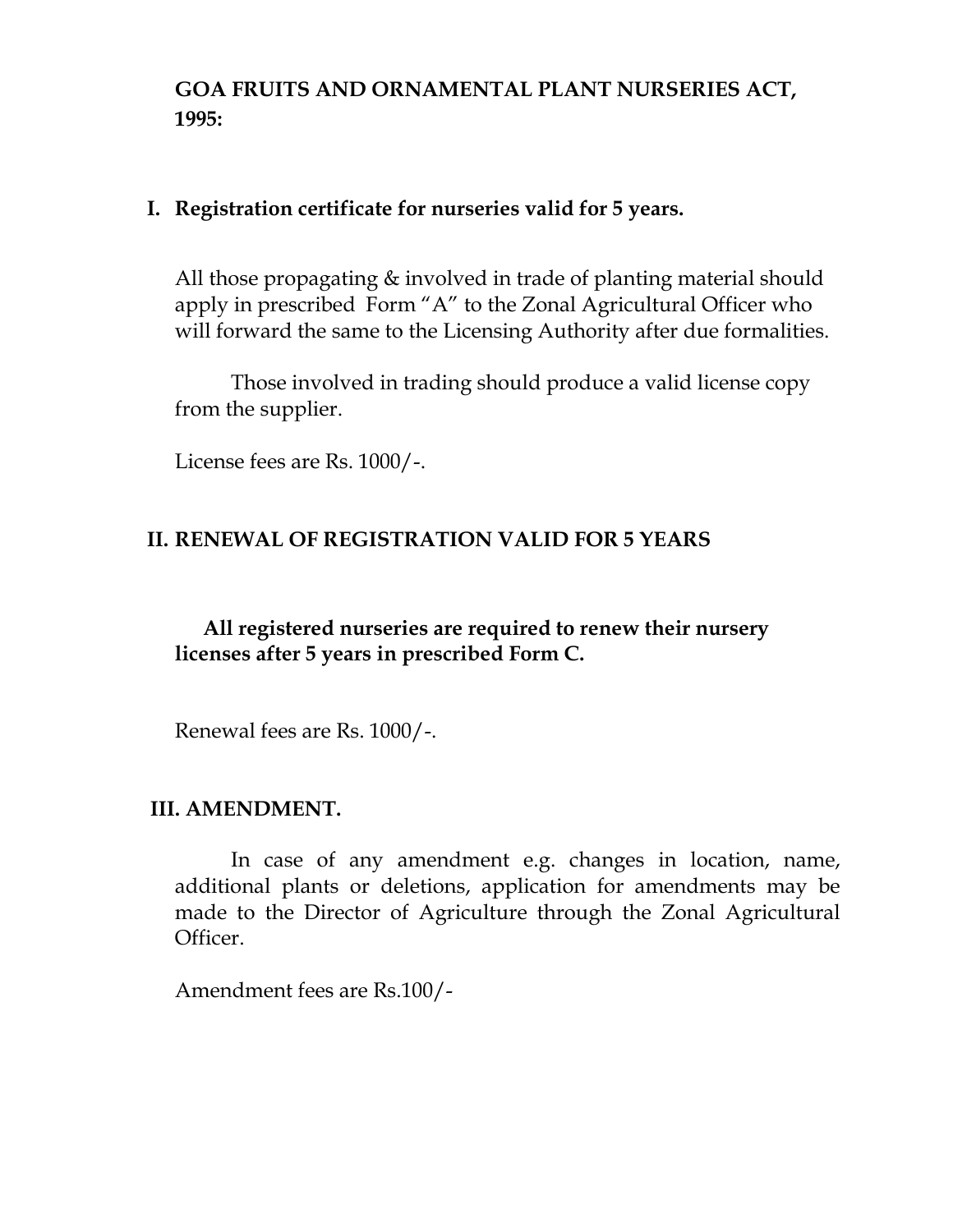# GOA FRUITS AND ORNAMENTAL PLANT NURSERIES ACT, 1995:

## I. Registration certificate for nurseries valid for 5 years.

All those propagating & involved in trade of planting material should apply in prescribed Form "A" to the Zonal Agricultural Officer who will forward the same to the Licensing Authority after due formalities.

Those involved in trading should produce a valid license copy from the supplier.

License fees are Rs. 1000/-.

## II. RENEWAL OF REGISTRATION VALID FOR 5 YEARS

**All registered nurseries are required to renew their nursery licenses after 5 years in prescribed Form C.**

Renewal fees are Rs. 1000/-.

## III. AMENDMENT.

In case of any amendment e.g. changes in location, name, additional plants or deletions, application for amendments may be made to the Director of Agriculture through the Zonal Agricultural Officer.

Amendment fees are Rs.100/-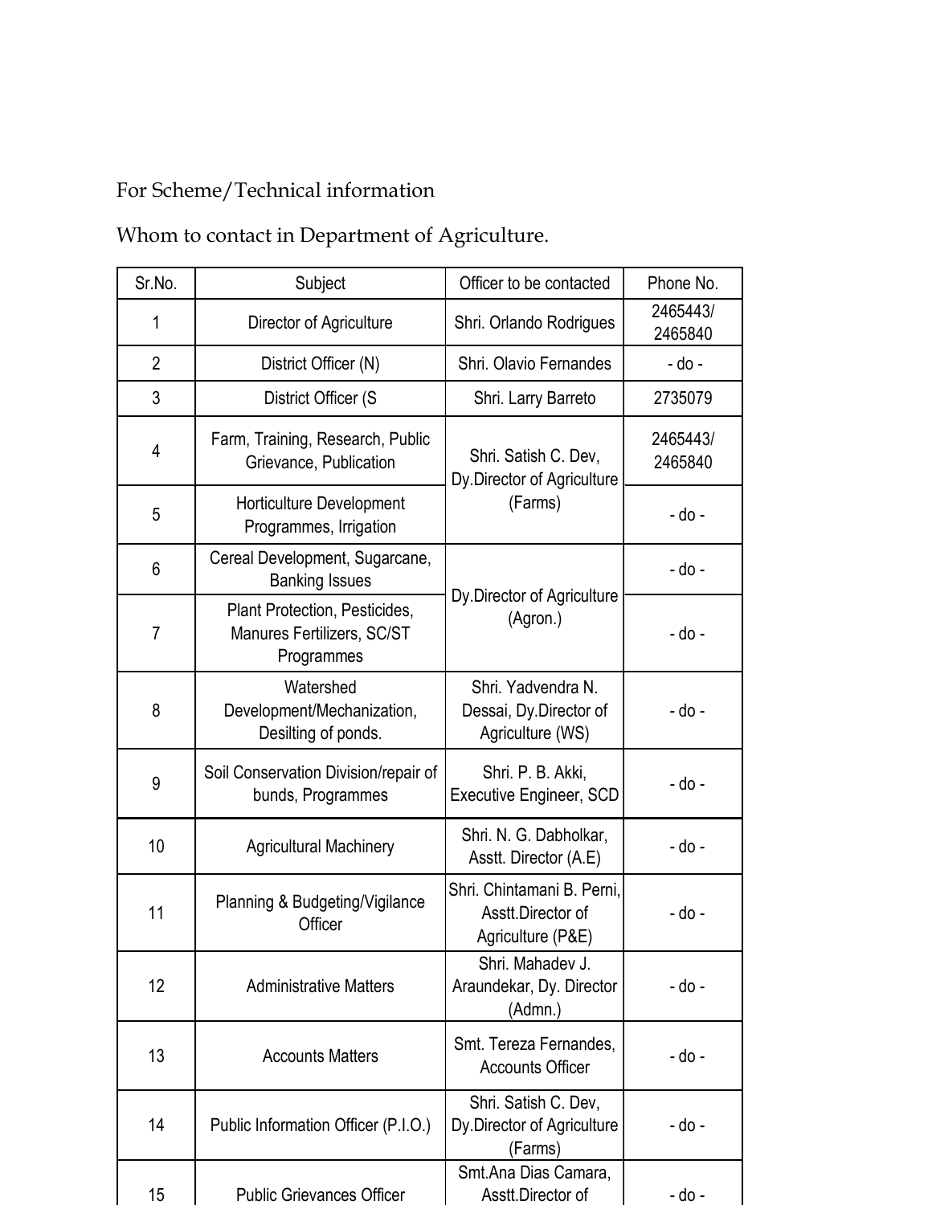For Scheme/Technical information

Whom to contact in Department of Agriculture.

| Sr.No. | Subject | Officer to be contacted | Phone No. |
|---|---|---|---|
| 1 | Director of Agriculture | Shri. Orlando Rodrigues | 2465443/ 2465840 |
| 2 | District Officer (N) | Shri. Olavio Fernandes | - do - |
| 3 | District Officer (S | Shri. Larry Barreto | 2735079 |
| 4 | Farm, Training, Research, Public Grievance, Publication | Shri. Satish C. Dev, Dy.Director of Agriculture (Farms) | 2465443/ 2465840 |
| 5 | Horticulture Development Programmes, Irrigation | | - do - |
| 6 | Cereal Development, Sugarcane, Banking Issues | Dy.Director of Agriculture (Agron.) | - do - |
| 7 | Plant Protection, Pesticides, Manures Fertilizers, SC/ST Programmes | | - do - |
| 8 | Watershed Development/Mechanization, Desilting of ponds. | Shri. Yadvendra N. Dessai, Dy.Director of Agriculture (WS) | - do - |
| 9 | Soil Conservation Division/repair of bunds, Programmes | Shri. P. B. Akki, Executive Engineer, SCD | - do - |
| 10 | Agricultural Machinery | Shri. N. G. Dabholkar, Asstt. Director (A.E) | - do - |
| 11 | Planning & Budgeting/Vigilance Officer | Shri. Chintamani B. Perni, Asstt.Director of Agriculture (P&E) | - do - |
| 12 | Administrative Matters | Shri. Mahadev J. Araundekar, Dy. Director (Admn.) | - do - |
| 13 | Accounts Matters | Smt. Tereza Fernandes, Accounts Officer | - do - |
| 14 | Public Information Officer (P.I.O.) | Shri. Satish C. Dev, Dy.Director of Agriculture (Farms) | - do - |
| 15 | Public Grievances Officer | Smt.Ana Dias Camara, Asstt.Director of | - do - |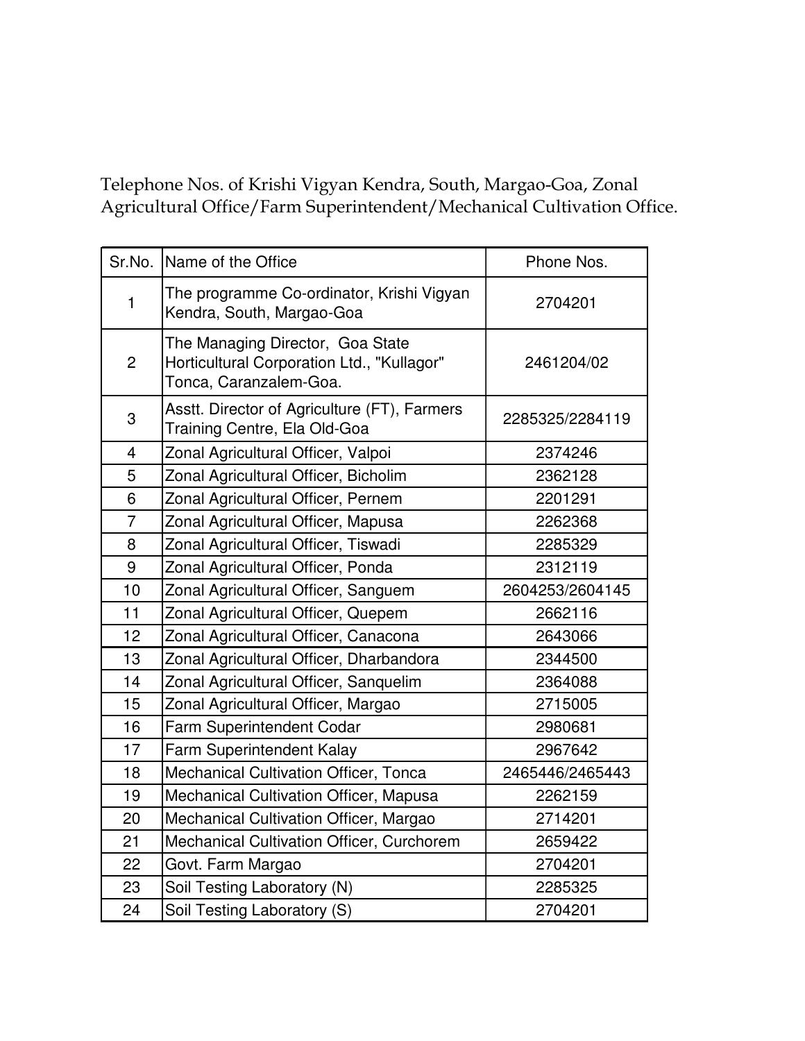Telephone Nos. of Krishi Vigyan Kendra, South, Margao-Goa, Zonal Agricultural Office/Farm Superintendent/Mechanical Cultivation Office.

| Sr.No. | Name of the Office | Phone Nos. |
|---|---|---|
| 1 | The programme Co-ordinator, Krishi Vigyan Kendra, South, Margao-Goa | 2704201 |
| 2 | The Managing Director, Goa State Horticultural Corporation Ltd., "Kullagor" Tonca, Caranzalem-Goa. | 2461204/02 |
| 3 | Asstt. Director of Agriculture (FT), Farmers Training Centre, Ela Old-Goa | 2285325/2284119 |
| 4 | Zonal Agricultural Officer, Valpoi | 2374246 |
| 5 | Zonal Agricultural Officer, Bicholim | 2362128 |
| 6 | Zonal Agricultural Officer, Pernem | 2201291 |
| 7 | Zonal Agricultural Officer, Mapusa | 2262368 |
| 8 | Zonal Agricultural Officer, Tiswadi | 2285329 |
| 9 | Zonal Agricultural Officer, Ponda | 2312119 |
| 10 | Zonal Agricultural Officer, Sanguem | 2604253/2604145 |
| 11 | Zonal Agricultural Officer, Quepem | 2662116 |
| 12 | Zonal Agricultural Officer, Canacona | 2643066 |
| 13 | Zonal Agricultural Officer, Dharbandora | 2344500 |
| 14 | Zonal Agricultural Officer, Sanquelim | 2364088 |
| 15 | Zonal Agricultural Officer, Margao | 2715005 |
| 16 | Farm Superintendent Codar | 2980681 |
| 17 | Farm Superintendent Kalay | 2967642 |
| 18 | Mechanical Cultivation Officer, Tonca | 2465446/2465443 |
| 19 | Mechanical Cultivation Officer, Mapusa | 2262159 |
| 20 | Mechanical Cultivation Officer, Margao | 2714201 |
| 21 | Mechanical Cultivation Officer, Curchorem | 2659422 |
| 22 | Govt. Farm Margao | 2704201 |
| 23 | Soil Testing Laboratory (N) | 2285325 |
| 24 | Soil Testing Laboratory (S) | 2704201 |